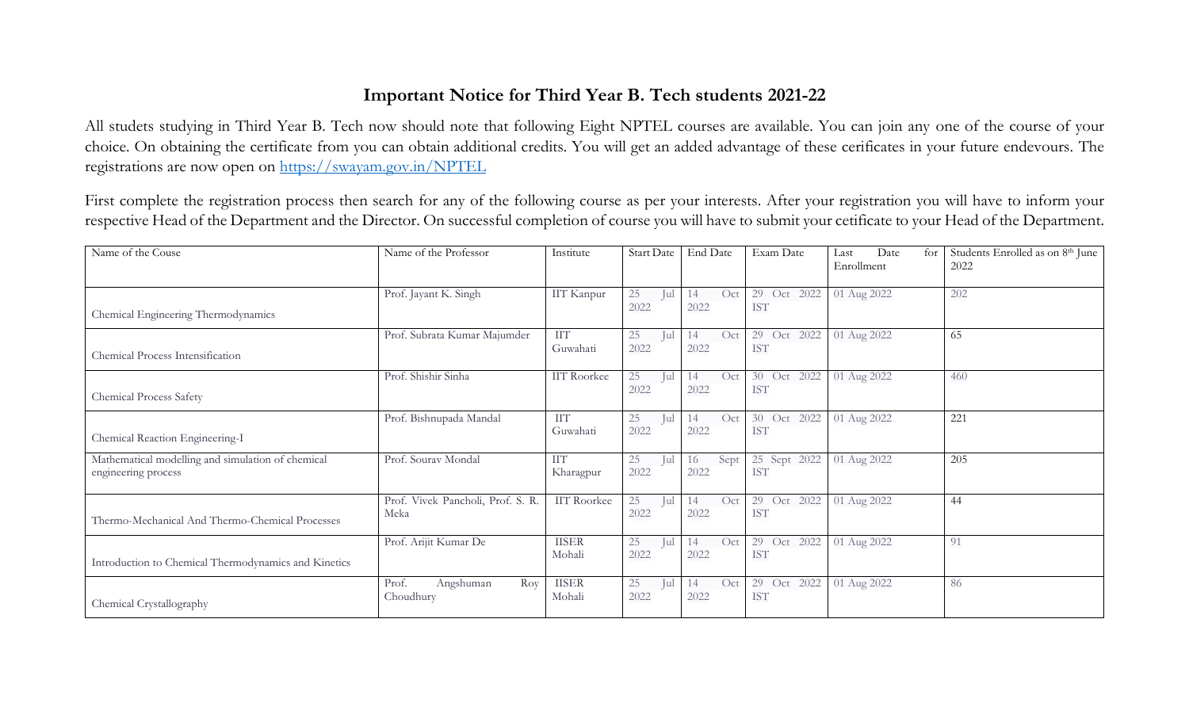# Important Notice for Third Year B. Tech students 2021-22

All studets studying in Third Year B. Tech now should note that following Eight NPTEL courses are available. You can join any one of the course of your choice. On obtaining the certificate from you can obtain additional credits. You will get an added advantage of these cerificates in your future endevours. The registrations are now open on https://swayam.gov.in/NPTEL

First complete the registration process then search for any of the following course as per your interests. After your registration you will have to inform your respective Head of the Department and the Director. On successful completion of course you will have to submit your cetificate to your Head of the Department.

| Name of the Couse | Name of the Professor | Institute | Start Date | End Date | Exam Date | Last Date for Enrollment | Students Enrolled as on 8th June 2022 |
|---|---|---|---|---|---|---|---|
| Chemical Engineering Thermodynamics | Prof. Jayant K. Singh | IIT Kanpur | 25 Jul 2022 | 14 Oct 2022 | 29 Oct 2022 IST | 01 Aug 2022 | 202 |
| Chemical Process Intensification | Prof. Subrata Kumar Majumder | IIT Guwahati | 25 Jul 2022 | 14 Oct 2022 | 29 Oct 2022 IST | 01 Aug 2022 | 65 |
| Chemical Process Safety | Prof. Shishir Sinha | IIT Roorkee | 25 Jul 2022 | 14 Oct 2022 | 30 Oct 2022 IST | 01 Aug 2022 | 460 |
| Chemical Reaction Engineering-I | Prof. Bishnupada Mandal | IIT Guwahati | 25 Jul 2022 | 14 Oct 2022 | 30 Oct 2022 IST | 01 Aug 2022 | 221 |
| Mathematical modelling and simulation of chemical engineering process | Prof. Sourav Mondal | IIT Kharagpur | 25 Jul 2022 | 16 Sept 2022 | 25 Sept 2022 IST | 01 Aug 2022 | 205 |
| Thermo-Mechanical And Thermo-Chemical Processes | Prof. Vivek Pancholi, Prof. S. R. Meka | IIT Roorkee | 25 Jul 2022 | 14 Oct 2022 | 29 Oct 2022 IST | 01 Aug 2022 | 44 |
| Introduction to Chemical Thermodynamics and Kinetics | Prof. Arijit Kumar De | IISER Mohali | 25 Jul 2022 | 14 Oct 2022 | 29 Oct 2022 IST | 01 Aug 2022 | 91 |
| Chemical Crystallography | Prof. Angshuman Roy Choudhury | IISER Mohali | 25 Jul 2022 | 14 Oct 2022 | 29 Oct 2022 IST | 01 Aug 2022 | 86 |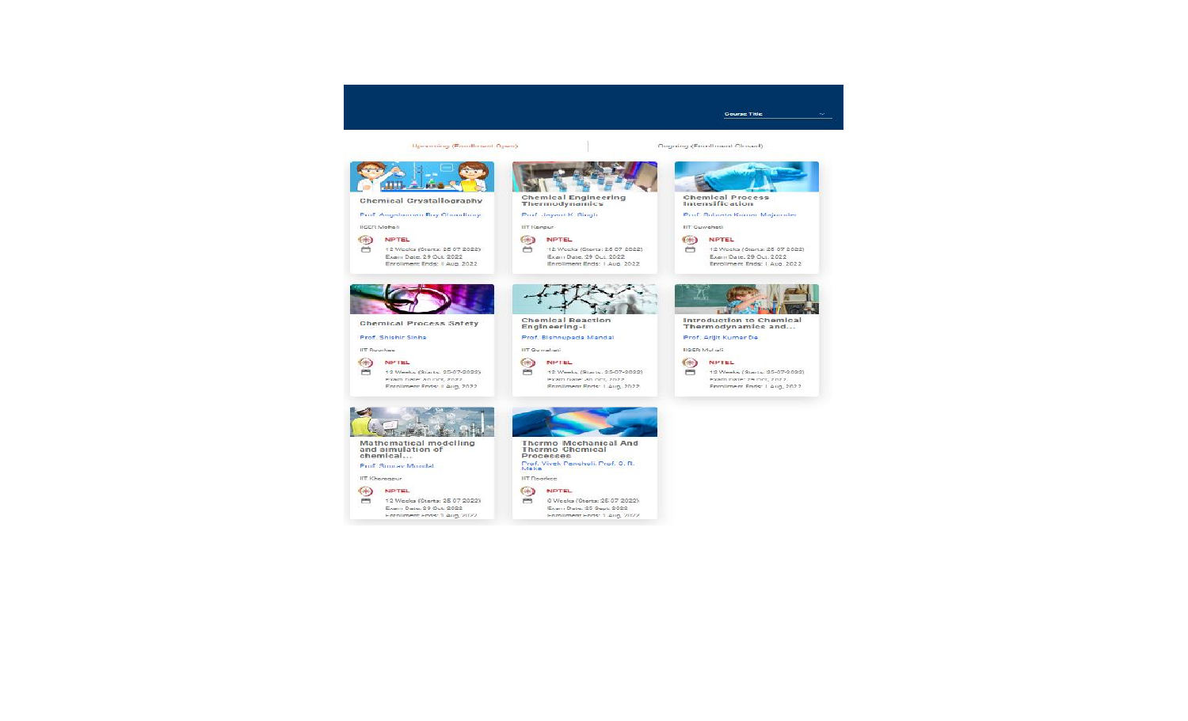Course Title

Upcoming (Enrollment Open) | Ongoing (Enrollment Closed)

**Chemical Crystallography**
Prof. Angshuman Roy Choudhury
IISER Mohali
NPTEL
12 Weeks (Starts: 25-07-2022)
Exam Date: 29 Oct. 2022
Enrollment Ends: 1 Aug. 2022

**Chemical Engineering Thermodynamics**
Prof. Jayant K. Singh
IIT Kanpur
NPTEL
12 Weeks (Starts: 25-07-2022)
Exam Date: 29 Oct. 2022
Enrollment Ends: 1 Aug. 2022

**Chemical Process Intensification**
Prof. Subrata Kumar Majumder
IIT Guwahati
NPTEL
12 Weeks (Starts: 25-07-2022)
Exam Date: 29 Oct. 2022
Enrollment Ends: 1 Aug. 2022

**Chemical Process Safety**
Prof. Shishir Sinha
IIT Roorkee
NPTEL
12 Weeks (Starts: 25-07-2022)
Exam Date: 30 Oct. 2022
Enrollment Ends: 1 Aug. 2022

**Chemical Reaction Engineering-I**
Prof. Bishnupada Mandal
IIT Guwahati
NPTEL
12 Weeks (Starts: 25-07-2022)
Exam Date: 30 Oct. 2022
Enrollment Ends: 1 Aug. 2022

**Introduction to Chemical Thermodynamics and...**
Prof. Arijit Kumar De
IISER Mohali
NPTEL
12 Weeks (Starts: 25-07-2022)
Exam Date: 29 Oct. 2022
Enrollment Ends: 1 Aug. 2022

**Mathematical modelling and simulation of chemical...**
Prof. Sourav Mondal
IIT Kharagpur
NPTEL
12 Weeks (Starts: 25-07-2022)
Exam Date: 29 Oct. 2022
Enrollment Ends: 1 Aug. 2022

**Thermo Mechanical And Thermo Chemical Processes**
Prof. Vivek Pancholi, Prof. S. R. Meka
IIT Roorkee
NPTEL
8 Weeks (Starts: 25-07-2022)
Exam Date: 25 Sept. 2022
Enrollment Ends: 1 Aug. 2022